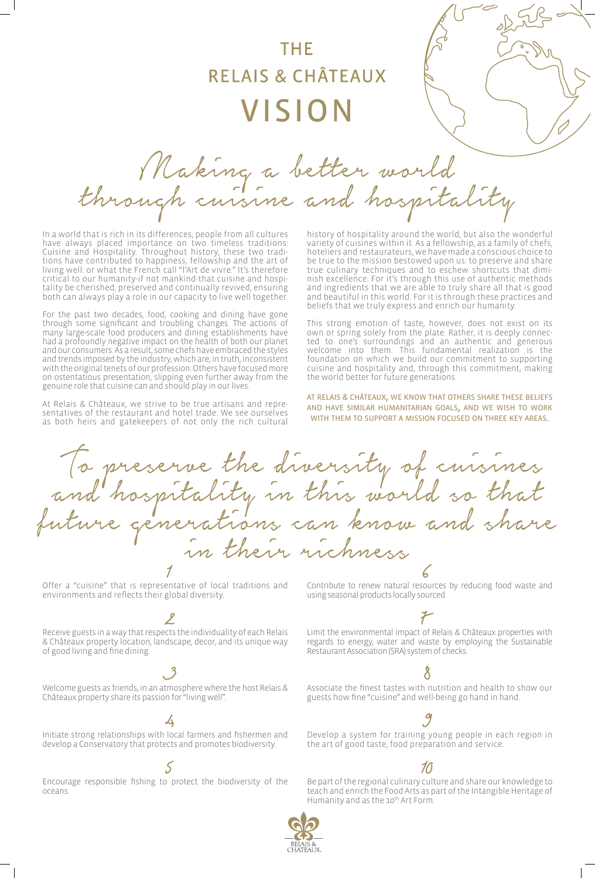# THE RELAIS & CHÂTEAUX VISION

## *Making a better world through cuisine and hospitality*

In a world that is rich in its differences, people from all cultures have always placed importance on two timeless traditions: Cuisine and Hospitality. Throughout history, these two traditions have contributed to happiness, fellowship and the art of living well: or what the French call "l'Art de vivre." It's therefore critical to our humanity-if not mankind-that cuisine and hospitality be cherished, preserved and continually revived, ensuring both can always play a role in our capacity to live well together.

For the past two decades, food, cooking and dining have gone through some significant and troubling changes. The actions of many large-scale food producers and dining establishments have had a profoundly negative impact on the health of both our planet and our consumers. As a result, some chefs have embraced the styles and trends imposed by the industry, which are, in truth, inconsistent with the original tenets of our profession. Others have focused more on ostentatious presentation, slipping even further away from the genuine role that cuisine can and should play in our lives.

At Relais & Châteaux, we strive to be true artisans and representatives of the restaurant and hotel trade. We see ourselves as both heirs and gatekeepers of not only the rich cultural history of hospitality around the world, but also the wonderful variety of cuisines within it. As a fellowship, as a family of chefs, hoteliers and restaurateurs, we have made a conscious choice to be true to the mission bestowed upon us: to preserve and share true culinary techniques and to eschew shortcuts that diminish excellence. For it's through this use of authentic methods and ingredients that we are able to truly share all that is good and beautiful in this world. For it is through these practices and beliefs that we truly express and enrich our humanity.

This strong emotion of taste, however, does not exist on its own or spring solely from the plate. Rather, it is deeply connected to one's surroundings and an authentic and generous welcome into them. This fundamental realization is the foundation on which we build our commitment to supporting cuisine and hospitality and, through this commitment, making the world better for future generations.

AT RELAIS & CHÂTEAUX, WE KNOW THAT OTHERS SHARE THESE BELIEFS AND HAVE SIMILAR HUMANITARIAN GOALS, AND WE WISH TO WORK WITH THEM TO SUPPORT A MISSION FOCUSED ON THREE KEY AREAS.

## *To preserve the diversity of cuisines and hospitality in this world so that future generations can know and share in their richness*

1. Offer a "cuisine" that is representative of local traditions and environments and reflects their global diversity.

2. Receive guests in a way that respects the individuality of each Relais & Châteaux property location, landscape, decor, and its unique way of good living and fine dining.

3. Welcome guests as friends, in an atmosphere where the host Relais & Châteaux property share its passion for "living well".

4. Initiate strong relationships with local farmers and fishermen and develop a Conservatory that protects and promotes biodiversity.

5. Encourage responsible fishing to protect the biodiversity of the oceans.

6. Contribute to renew natural resources by reducing food waste and using seasonal products locally sourced.

7. Limit the environmental impact of Relais & Châteaux properties with regards to energy, water and waste by employing the Sustainable Restaurant Association (SRA) system of checks.

8. Associate the finest tastes with nutrition and health to show our guests how fine "cuisine" and well-being go hand in hand.

9. Develop a system for training young people in each region in the art of good taste, food preparation and service.

10. Be part of the regional culinary culture and share our knowledge to teach and enrich the Food Arts as part of the Intangible Heritage of Humanity and as the 10th Art Form.

RELAIS & CHÂTEAUX.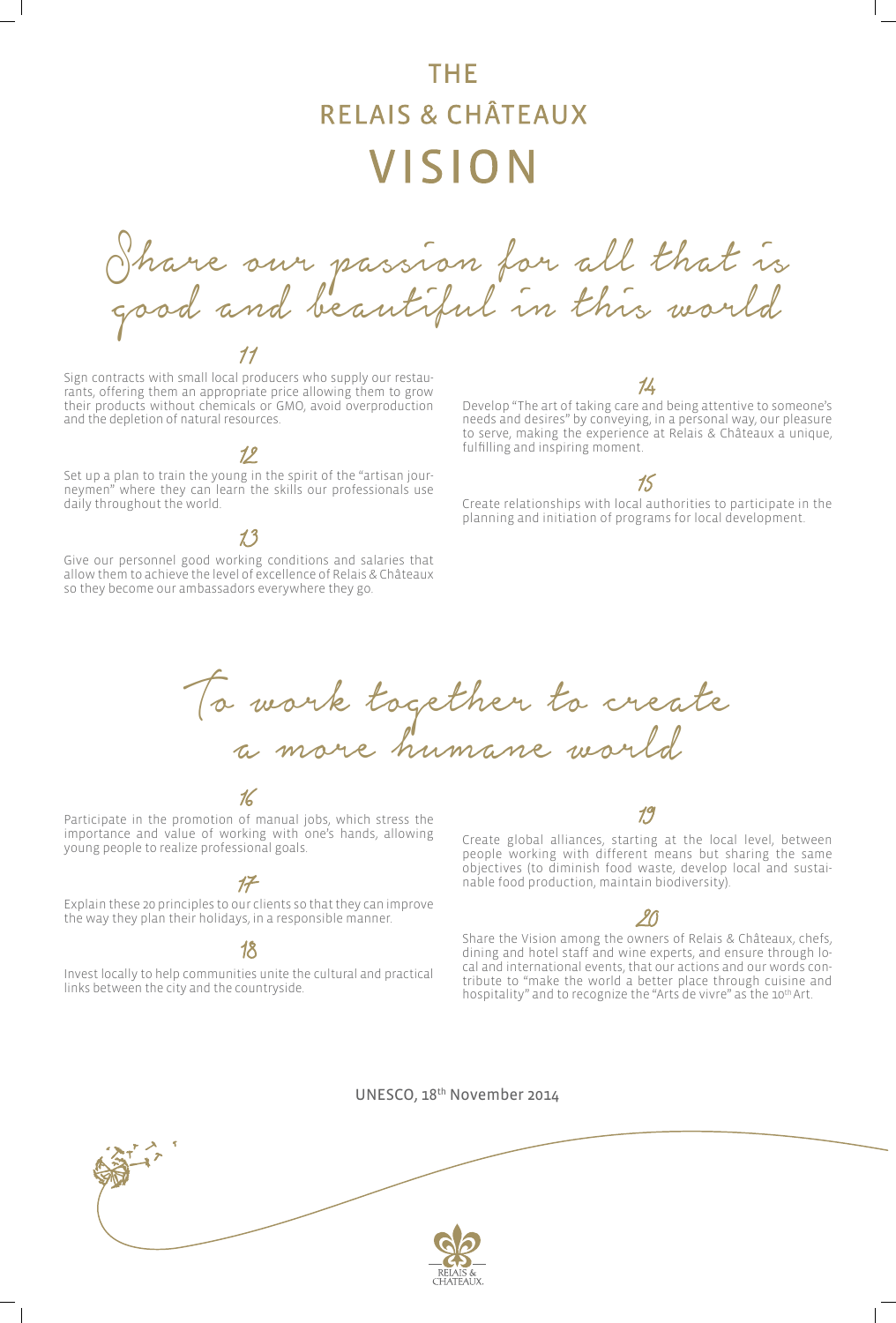# THE RELAIS & CHÂTEAUX VISION

## Share our passion for all that is good and beautiful in this world

### 11

Sign contracts with small local producers who supply our restaurants, offering them an appropriate price allowing them to grow their products without chemicals or GMO, avoid overproduction and the depletion of natural resources.

### 12

Set up a plan to train the young in the spirit of the "artisan journeymen" where they can learn the skills our professionals use daily throughout the world.

### 13

Give our personnel good working conditions and salaries that allow them to achieve the level of excellence of Relais & Châteaux so they become our ambassadors everywhere they go.

### 14

Develop "The art of taking care and being attentive to someone's needs and desires" by conveying, in a personal way, our pleasure to serve, making the experience at Relais & Châteaux a unique, fulfilling and inspiring moment.

### 15

Create relationships with local authorities to participate in the planning and initiation of programs for local development.

## To work together to create a more humane world

### 16

Participate in the promotion of manual jobs, which stress the importance and value of working with one's hands, allowing young people to realize professional goals.

### 17

Explain these 20 principles to our clients so that they can improve the way they plan their holidays, in a responsible manner.

### 18

Invest locally to help communities unite the cultural and practical links between the city and the countryside.

### 19

Create global alliances, starting at the local level, between people working with different means but sharing the same objectives (to diminish food waste, develop local and sustainable food production, maintain biodiversity).

### 20

Share the Vision among the owners of Relais & Châteaux, chefs, dining and hotel staff and wine experts, and ensure through local and international events, that our actions and our words contribute to "make the world a better place through cuisine and hospitality" and to recognize the "Arts de vivre" as the 10th Art.

UNESCO, 18th November 2014

RELAIS & CHÂTEAUX